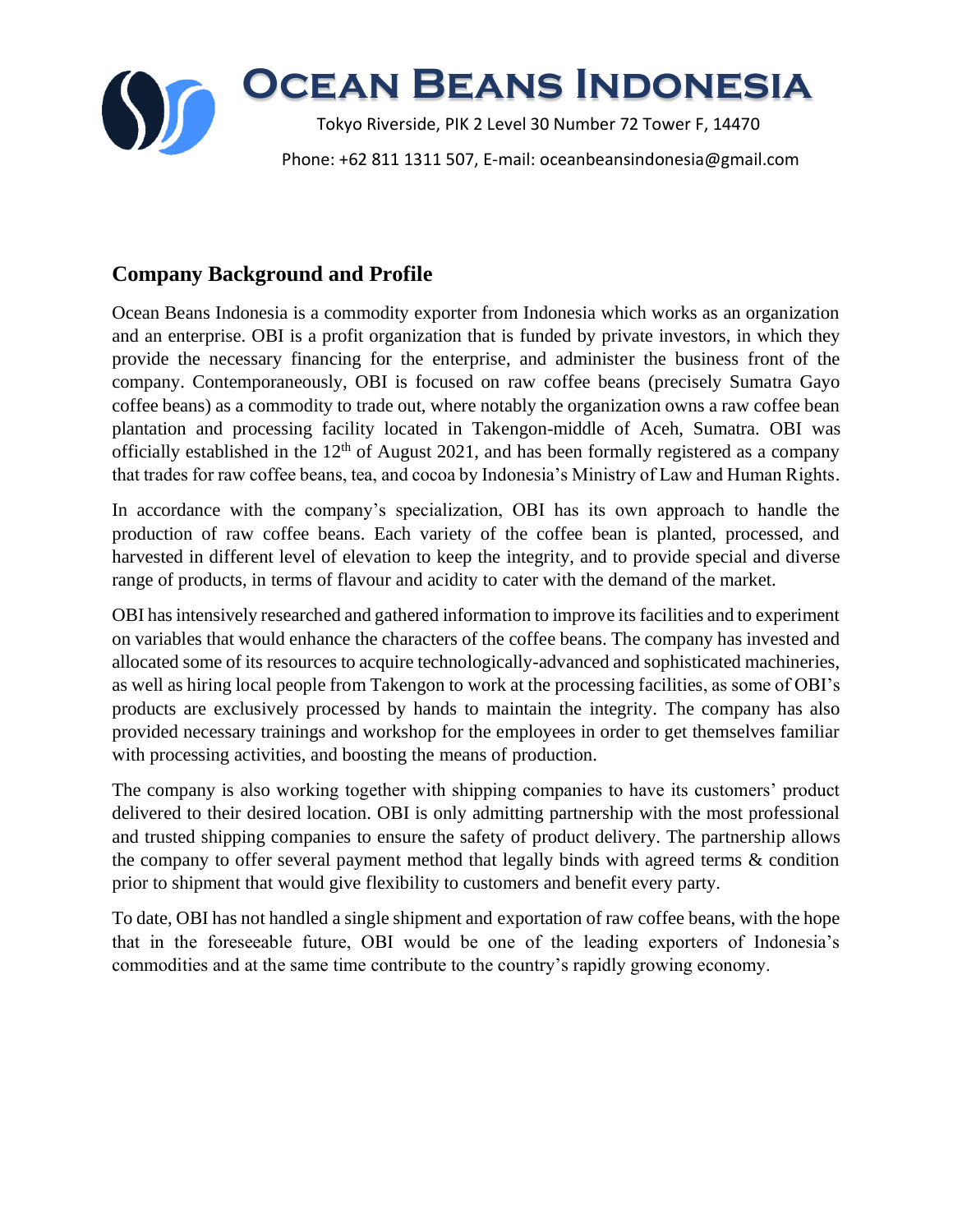# Ocean Beans Indonesia

Tokyo Riverside, PIK 2 Level 30 Number 72 Tower F, 14470

Phone: +62 811 1311 507, E-mail: oceanbeansindonesia@gmail.com

## Company Background and Profile

Ocean Beans Indonesia is a commodity exporter from Indonesia which works as an organization and an enterprise. OBI is a profit organization that is funded by private investors, in which they provide the necessary financing for the enterprise, and administer the business front of the company. Contemporaneously, OBI is focused on raw coffee beans (precisely Sumatra Gayo coffee beans) as a commodity to trade out, where notably the organization owns a raw coffee bean plantation and processing facility located in Takengon-middle of Aceh, Sumatra. OBI was officially established in the 12th of August 2021, and has been formally registered as a company that trades for raw coffee beans, tea, and cocoa by Indonesia's Ministry of Law and Human Rights.

In accordance with the company's specialization, OBI has its own approach to handle the production of raw coffee beans. Each variety of the coffee bean is planted, processed, and harvested in different level of elevation to keep the integrity, and to provide special and diverse range of products, in terms of flavour and acidity to cater with the demand of the market.

OBI has intensively researched and gathered information to improve its facilities and to experiment on variables that would enhance the characters of the coffee beans. The company has invested and allocated some of its resources to acquire technologically-advanced and sophisticated machineries, as well as hiring local people from Takengon to work at the processing facilities, as some of OBI's products are exclusively processed by hands to maintain the integrity. The company has also provided necessary trainings and workshop for the employees in order to get themselves familiar with processing activities, and boosting the means of production.

The company is also working together with shipping companies to have its customers' product delivered to their desired location. OBI is only admitting partnership with the most professional and trusted shipping companies to ensure the safety of product delivery. The partnership allows the company to offer several payment method that legally binds with agreed terms & condition prior to shipment that would give flexibility to customers and benefit every party.

To date, OBI has not handled a single shipment and exportation of raw coffee beans, with the hope that in the foreseeable future, OBI would be one of the leading exporters of Indonesia's commodities and at the same time contribute to the country's rapidly growing economy.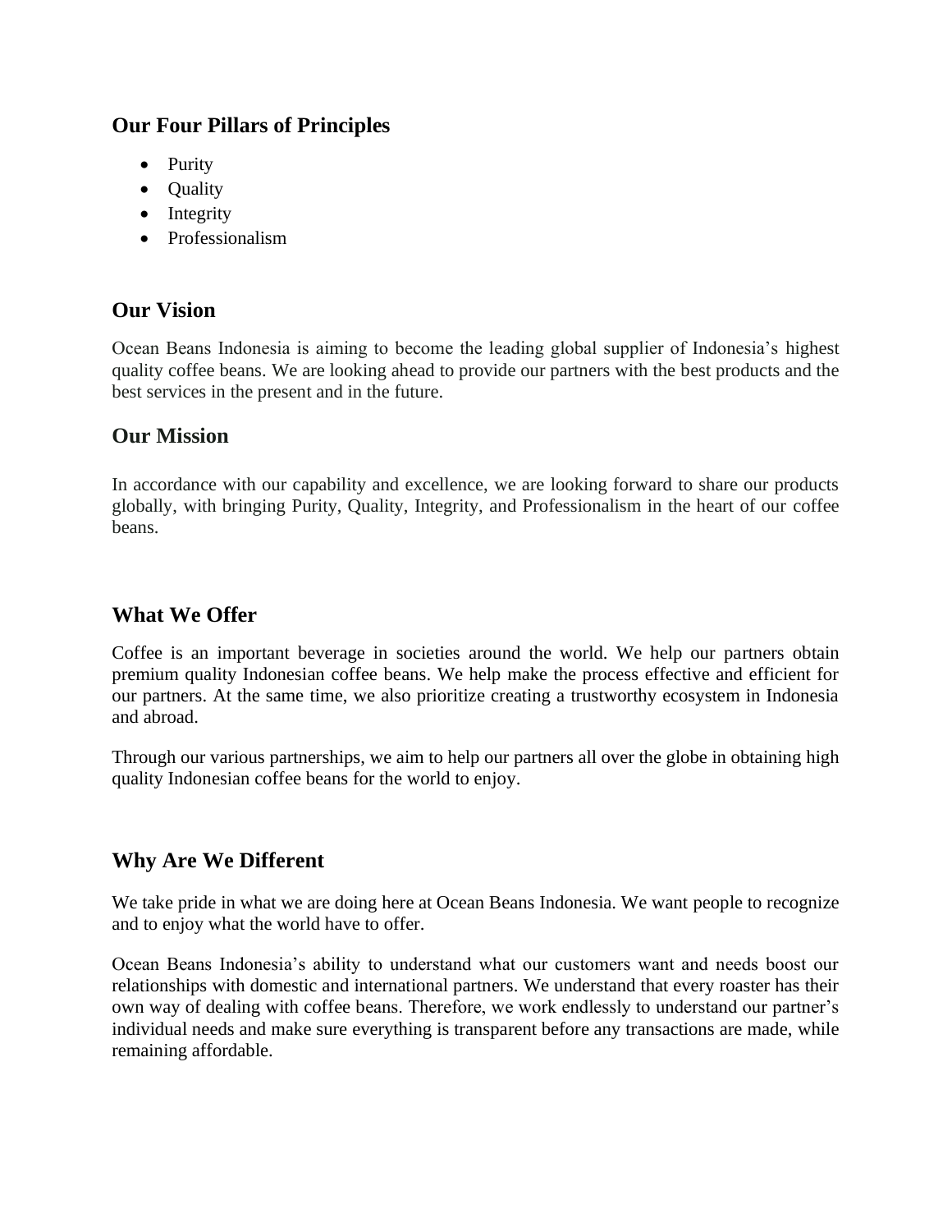## Our Four Pillars of Principles

- Purity
- Quality
- Integrity
- Professionalism

## Our Vision

Ocean Beans Indonesia is aiming to become the leading global supplier of Indonesia's highest quality coffee beans. We are looking ahead to provide our partners with the best products and the best services in the present and in the future.

## Our Mission

In accordance with our capability and excellence, we are looking forward to share our products globally, with bringing Purity, Quality, Integrity, and Professionalism in the heart of our coffee beans.

## What We Offer

Coffee is an important beverage in societies around the world. We help our partners obtain premium quality Indonesian coffee beans. We help make the process effective and efficient for our partners. At the same time, we also prioritize creating a trustworthy ecosystem in Indonesia and abroad.

Through our various partnerships, we aim to help our partners all over the globe in obtaining high quality Indonesian coffee beans for the world to enjoy.

## Why Are We Different

We take pride in what we are doing here at Ocean Beans Indonesia. We want people to recognize and to enjoy what the world have to offer.

Ocean Beans Indonesia's ability to understand what our customers want and needs boost our relationships with domestic and international partners. We understand that every roaster has their own way of dealing with coffee beans. Therefore, we work endlessly to understand our partner's individual needs and make sure everything is transparent before any transactions are made, while remaining affordable.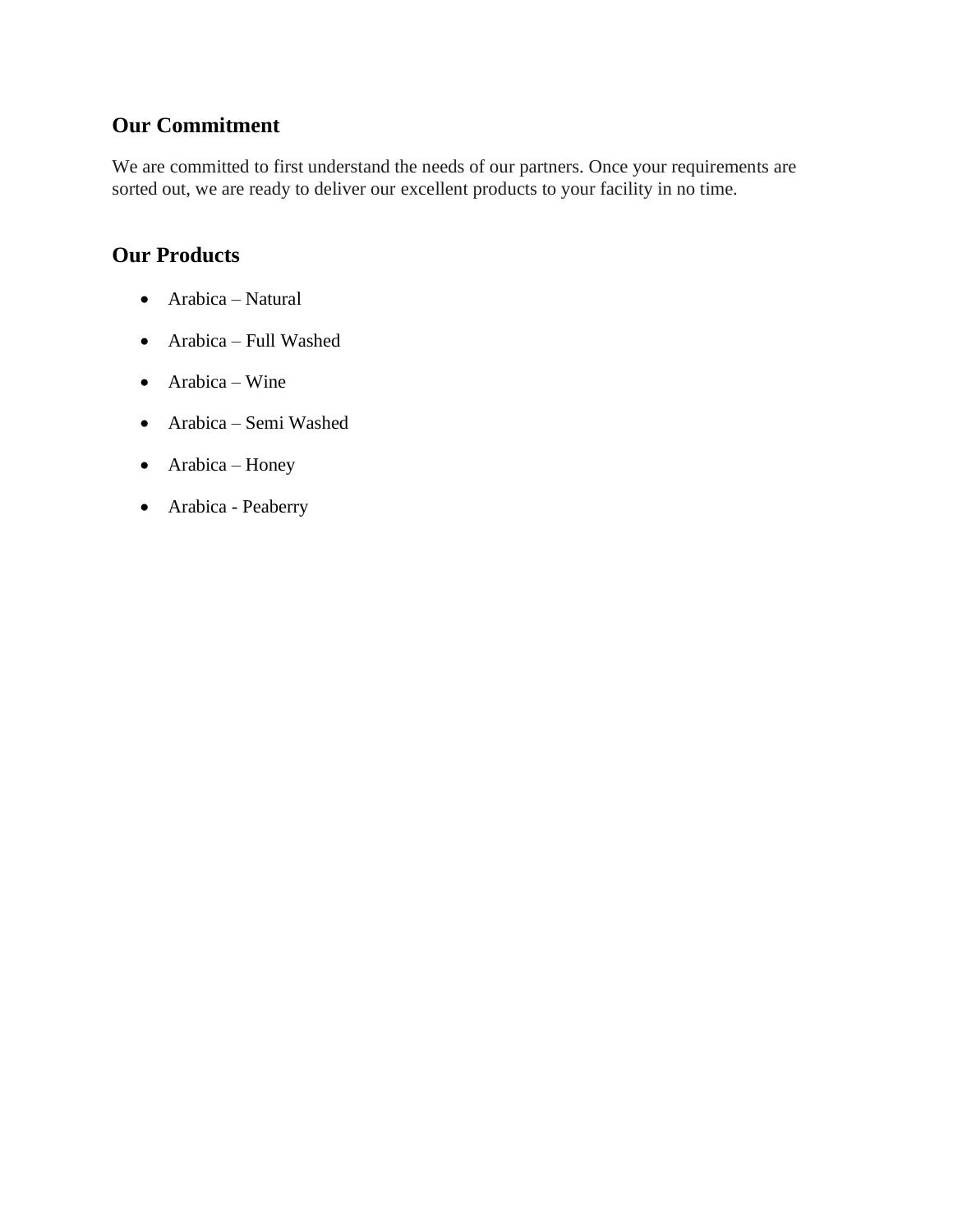## Our Commitment

We are committed to first understand the needs of our partners. Once your requirements are sorted out, we are ready to deliver our excellent products to your facility in no time.

## Our Products

- Arabica – Natural
- Arabica – Full Washed
- Arabica – Wine
- Arabica – Semi Washed
- Arabica – Honey
- Arabica - Peaberry